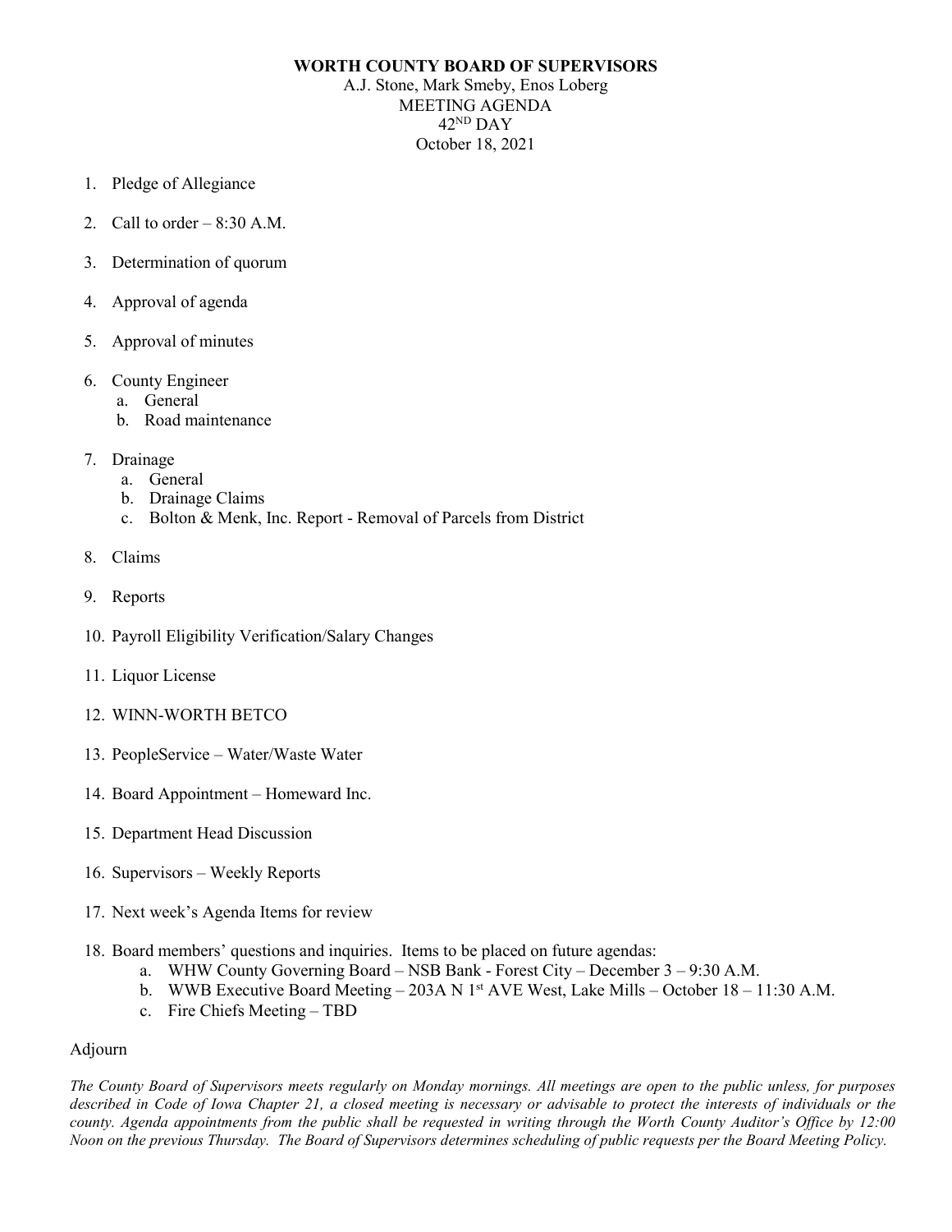**WORTH COUNTY BOARD OF SUPERVISORS**

A.J. Stone, Mark Smeby, Enos Loberg

MEETING AGENDA

42ND DAY

October 18, 2021

1. Pledge of Allegiance
2. Call to order – 8:30 A.M.
3. Determination of quorum
4. Approval of agenda
5. Approval of minutes
6. County Engineer
   a. General
   b. Road maintenance
7. Drainage
   a. General
   b. Drainage Claims
   c. Bolton & Menk, Inc. Report - Removal of Parcels from District
8. Claims
9. Reports
10. Payroll Eligibility Verification/Salary Changes
11. Liquor License
12. WINN-WORTH BETCO
13. PeopleService – Water/Waste Water
14. Board Appointment – Homeward Inc.
15. Department Head Discussion
16. Supervisors – Weekly Reports
17. Next week's Agenda Items for review
18. Board members' questions and inquiries. Items to be placed on future agendas:
    a. WHW County Governing Board – NSB Bank - Forest City – December 3 – 9:30 A.M.
    b. WWB Executive Board Meeting – 203A N 1st AVE West, Lake Mills – October 18 – 11:30 A.M.
    c. Fire Chiefs Meeting – TBD

Adjourn

*The County Board of Supervisors meets regularly on Monday mornings. All meetings are open to the public unless, for purposes described in Code of Iowa Chapter 21, a closed meeting is necessary or advisable to protect the interests of individuals or the county. Agenda appointments from the public shall be requested in writing through the Worth County Auditor's Office by 12:00 Noon on the previous Thursday. The Board of Supervisors determines scheduling of public requests per the Board Meeting Policy.*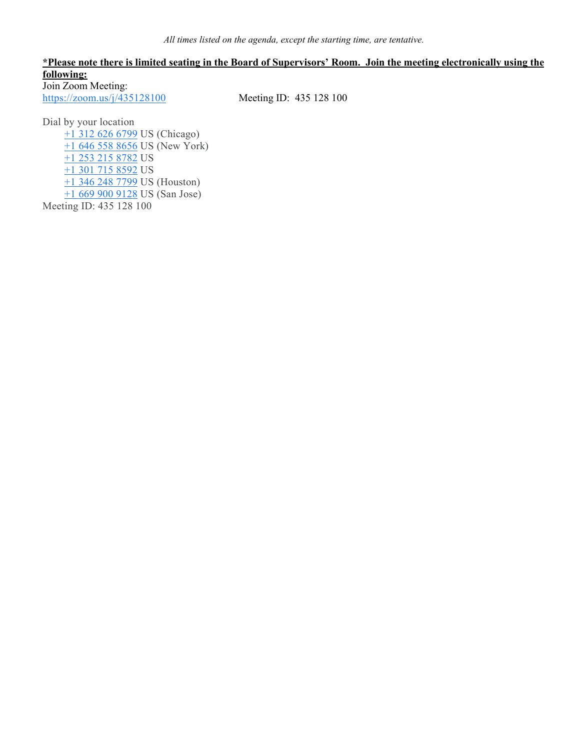*All times listed on the agenda, except the starting time, are tentative.*

**\*Please note there is limited seating in the Board of Supervisors' Room. Join the meeting electronically using the following:**

Join Zoom Meeting:
https://zoom.us/j/435128100 Meeting ID: 435 128 100

Dial by your location
- +1 312 626 6799 US (Chicago)
- +1 646 558 8656 US (New York)
- +1 253 215 8782 US
- +1 301 715 8592 US
- +1 346 248 7799 US (Houston)
- +1 669 900 9128 US (San Jose)

Meeting ID: 435 128 100